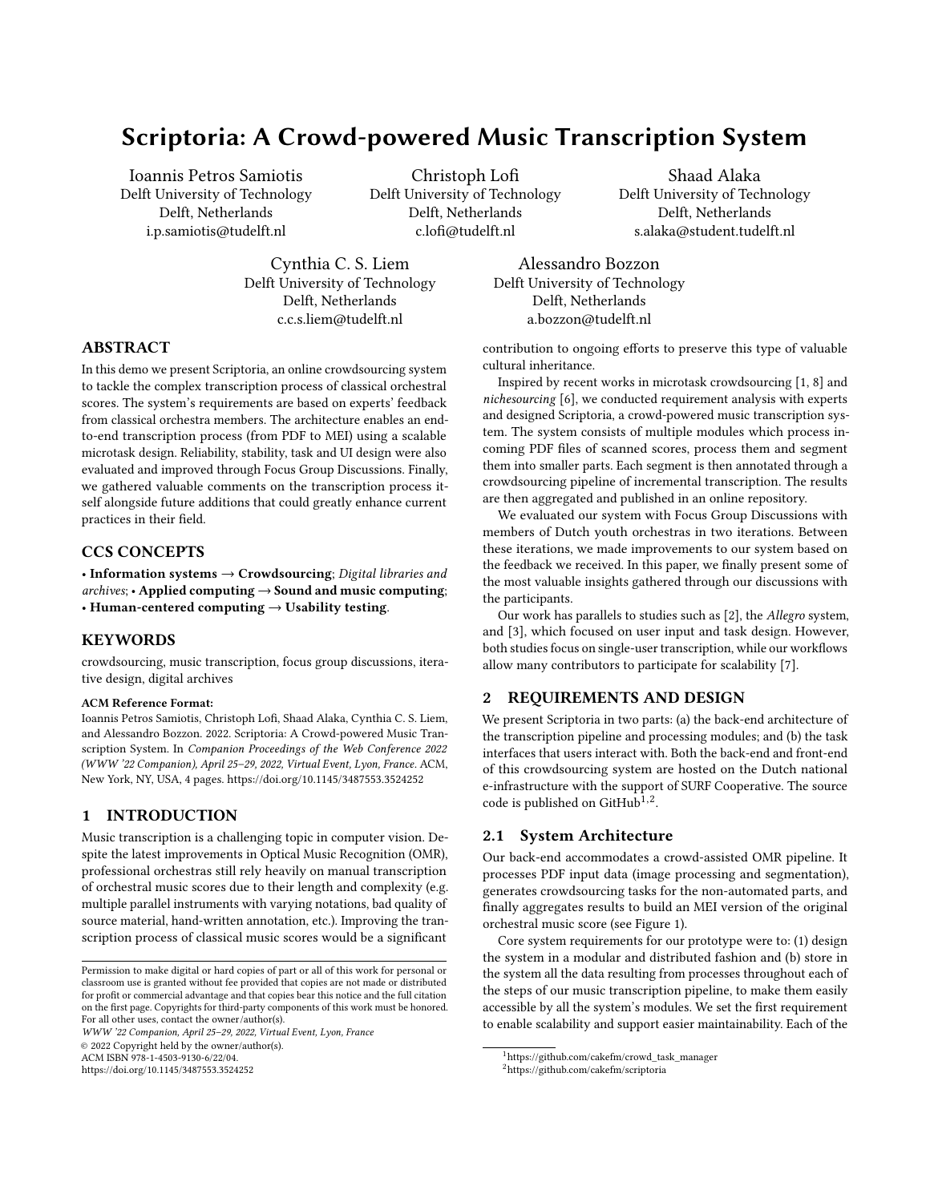# Scriptoria: A Crowd-powered Music Transcription System

Ioannis Petros Samiotis
Delft University of Technology
Delft, Netherlands
i.p.samiotis@tudelft.nl

Christoph Lofi
Delft University of Technology
Delft, Netherlands
c.lofi@tudelft.nl

Shaad Alaka
Delft University of Technology
Delft, Netherlands
s.alaka@student.tudelft.nl

Cynthia C. S. Liem
Delft University of Technology
Delft, Netherlands
c.c.s.liem@tudelft.nl

Alessandro Bozzon
Delft University of Technology
Delft, Netherlands
a.bozzon@tudelft.nl

## ABSTRACT

In this demo we present Scriptoria, an online crowdsourcing system to tackle the complex transcription process of classical orchestral scores. The system's requirements are based on experts' feedback from classical orchestra members. The architecture enables an end-to-end transcription process (from PDF to MEI) using a scalable microtask design. Reliability, stability, task and UI design were also evaluated and improved through Focus Group Discussions. Finally, we gathered valuable comments on the transcription process itself alongside future additions that could greatly enhance current practices in their field.

## CCS CONCEPTS

• **Information systems → Crowdsourcing**; *Digital libraries and archives*; • **Applied computing → Sound and music computing**; • **Human-centered computing → Usability testing**.

## KEYWORDS

crowdsourcing, music transcription, focus group discussions, iterative design, digital archives

**ACM Reference Format:**
Ioannis Petros Samiotis, Christoph Lofi, Shaad Alaka, Cynthia C. S. Liem, and Alessandro Bozzon. 2022. Scriptoria: A Crowd-powered Music Transcription System. In *Companion Proceedings of the Web Conference 2022 (WWW '22 Companion), April 25–29, 2022, Virtual Event, Lyon, France.* ACM, New York, NY, USA, 4 pages. https://doi.org/10.1145/3487553.3524252

## 1 INTRODUCTION

Music transcription is a challenging topic in computer vision. Despite the latest improvements in Optical Music Recognition (OMR), professional orchestras still rely heavily on manual transcription of orchestral music scores due to their length and complexity (e.g. multiple parallel instruments with varying notations, bad quality of source material, hand-written annotation, etc.). Improving the transcription process of classical music scores would be a significant contribution to ongoing efforts to preserve this type of valuable cultural inheritance.

Inspired by recent works in microtask crowdsourcing [1, 8] and *nichesourcing* [6], we conducted requirement analysis with experts and designed Scriptoria, a crowd-powered music transcription system. The system consists of multiple modules which process incoming PDF files of scanned scores, process them and segment them into smaller parts. Each segment is then annotated through a crowdsourcing pipeline of incremental transcription. The results are then aggregated and published in an online repository.

We evaluated our system with Focus Group Discussions with members of Dutch youth orchestras in two iterations. Between these iterations, we made improvements to our system based on the feedback we received. In this paper, we finally present some of the most valuable insights gathered through our discussions with the participants.

Our work has parallels to studies such as [2], the *Allegro* system, and [3], which focused on user input and task design. However, both studies focus on single-user transcription, while our workflows allow many contributors to participate for scalability [7].

## 2 REQUIREMENTS AND DESIGN

We present Scriptoria in two parts: (a) the back-end architecture of the transcription pipeline and processing modules; and (b) the task interfaces that users interact with. Both the back-end and front-end of this crowdsourcing system are hosted on the Dutch national e-infrastructure with the support of SURF Cooperative. The source code is published on GitHub[1,2].

### 2.1 System Architecture

Our back-end accommodates a crowd-assisted OMR pipeline. It processes PDF input data (image processing and segmentation), generates crowdsourcing tasks for the non-automated parts, and finally aggregates results to build an MEI version of the original orchestral music score (see Figure 1).

Core system requirements for our prototype were to: (1) design the system in a modular and distributed fashion and (b) store in the system all the data resulting from processes throughout each of the steps of our music transcription pipeline, to make them easily accessible by all the system's modules. We set the first requirement to enable scalability and support easier maintainability. Each of the

---

Permission to make digital or hard copies of part or all of this work for personal or classroom use is granted without fee provided that copies are not made or distributed for profit or commercial advantage and that copies bear this notice and the full citation on the first page. Copyrights for third-party components of this work must be honored. For all other uses, contact the owner/author(s).
*WWW '22 Companion, April 25–29, 2022, Virtual Event, Lyon, France*
© 2022 Copyright held by the owner/author(s).
ACM ISBN 978-1-4503-9130-6/22/04.
https://doi.org/10.1145/3487553.3524252

[1] https://github.com/cakefm/crowd_task_manager
[2] https://github.com/cakefm/scriptoria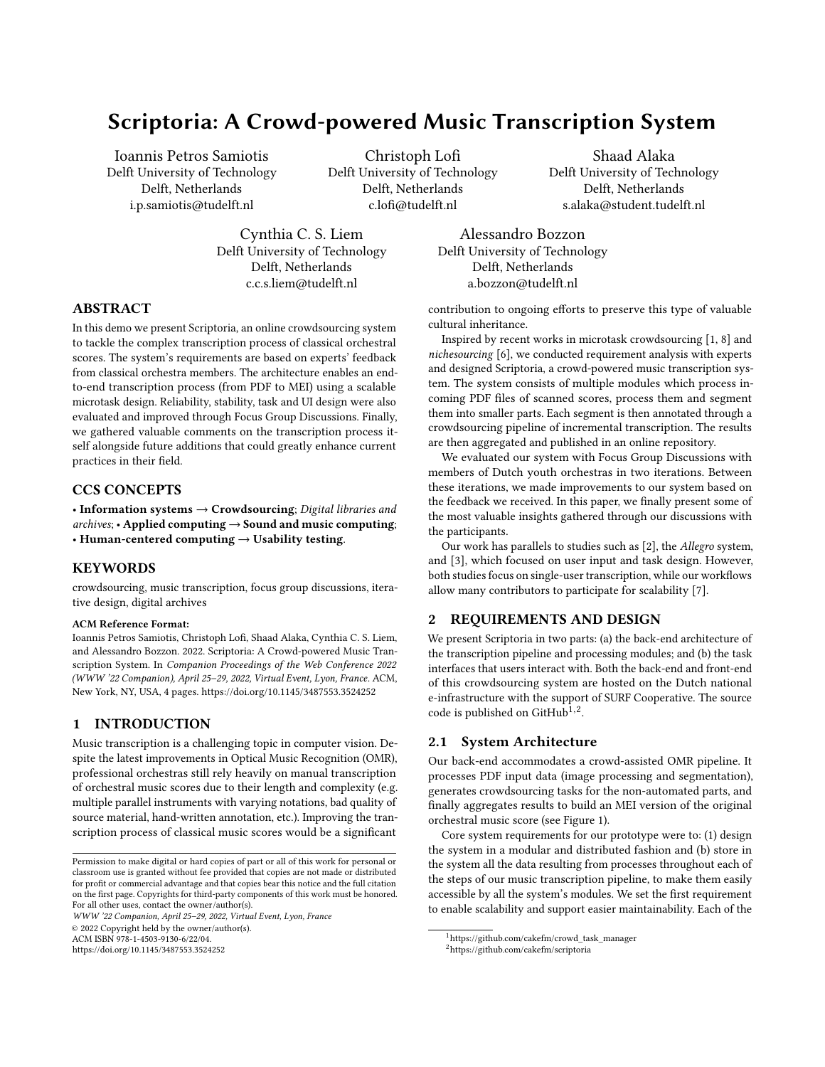# Scriptoria: A Crowd-powered Music Transcription System

Ioannis Petros Samiotis
Delft University of Technology
Delft, Netherlands
i.p.samiotis@tudelft.nl

Christoph Lofi
Delft University of Technology
Delft, Netherlands
c.lofi@tudelft.nl

Shaad Alaka
Delft University of Technology
Delft, Netherlands
s.alaka@student.tudelft.nl

Cynthia C. S. Liem
Delft University of Technology
Delft, Netherlands
c.c.s.liem@tudelft.nl

Alessandro Bozzon
Delft University of Technology
Delft, Netherlands
a.bozzon@tudelft.nl

## ABSTRACT

In this demo we present Scriptoria, an online crowdsourcing system to tackle the complex transcription process of classical orchestral scores. The system's requirements are based on experts' feedback from classical orchestra members. The architecture enables an end-to-end transcription process (from PDF to MEI) using a scalable microtask design. Reliability, stability, task and UI design were also evaluated and improved through Focus Group Discussions. Finally, we gathered valuable comments on the transcription process itself alongside future additions that could greatly enhance current practices in their field.

## CCS CONCEPTS

• **Information systems → Crowdsourcing**; *Digital libraries and archives*; • **Applied computing → Sound and music computing**; • **Human-centered computing → Usability testing**.

## KEYWORDS

crowdsourcing, music transcription, focus group discussions, iterative design, digital archives

**ACM Reference Format:**

Ioannis Petros Samiotis, Christoph Lofi, Shaad Alaka, Cynthia C. S. Liem, and Alessandro Bozzon. 2022. Scriptoria: A Crowd-powered Music Transcription System. In *Companion Proceedings of the Web Conference 2022 (WWW '22 Companion), April 25–29, 2022, Virtual Event, Lyon, France.* ACM, New York, NY, USA, 4 pages. https://doi.org/10.1145/3487553.3524252

## 1 INTRODUCTION

Music transcription is a challenging topic in computer vision. Despite the latest improvements in Optical Music Recognition (OMR), professional orchestras still rely heavily on manual transcription of orchestral music scores due to their length and complexity (e.g. multiple parallel instruments with varying notations, bad quality of source material, hand-written annotation, etc.). Improving the transcription process of classical music scores would be a significant contribution to ongoing efforts to preserve this type of valuable cultural inheritance.

Inspired by recent works in microtask crowdsourcing [1, 8] and *nichesourcing* [6], we conducted requirement analysis with experts and designed Scriptoria, a crowd-powered music transcription system. The system consists of multiple modules which process incoming PDF files of scanned scores, process them and segment them into smaller parts. Each segment is then annotated through a crowdsourcing pipeline of incremental transcription. The results are then aggregated and published in an online repository.

We evaluated our system with Focus Group Discussions with members of Dutch youth orchestras in two iterations. Between these iterations, we made improvements to our system based on the feedback we received. In this paper, we finally present some of the most valuable insights gathered through our discussions with the participants.

Our work has parallels to studies such as [2], the *Allegro* system, and [3], which focused on user input and task design. However, both studies focus on single-user transcription, while our workflows allow many contributors to participate for scalability [7].

## 2 REQUIREMENTS AND DESIGN

We present Scriptoria in two parts: (a) the back-end architecture of the transcription pipeline and processing modules; and (b) the task interfaces that users interact with. Both the back-end and front-end of this crowdsourcing system are hosted on the Dutch national e-infrastructure with the support of SURF Cooperative. The source code is published on GitHub[1,2].

### 2.1 System Architecture

Our back-end accommodates a crowd-assisted OMR pipeline. It processes PDF input data (image processing and segmentation), generates crowdsourcing tasks for the non-automated parts, and finally aggregates results to build an MEI version of the original orchestral music score (see Figure 1).

Core system requirements for our prototype were to: (1) design the system in a modular and distributed fashion and (b) store in the system all the data resulting from processes throughout each of the steps of our music transcription pipeline, to make them easily accessible by all the system's modules. We set the first requirement to enable scalability and support easier maintainability. Each of the

---

Permission to make digital or hard copies of part or all of this work for personal or classroom use is granted without fee provided that copies are not made or distributed for profit or commercial advantage and that copies bear this notice and the full citation on the first page. Copyrights for third-party components of this work must be honored. For all other uses, contact the owner/author(s).
*WWW '22 Companion, April 25–29, 2022, Virtual Event, Lyon, France*
© 2022 Copyright held by the owner/author(s).
ACM ISBN 978-1-4503-9130-6/22/04.
https://doi.org/10.1145/3487553.3524252

[1] https://github.com/cakefm/crowd_task_manager
[2] https://github.com/cakefm/scriptoria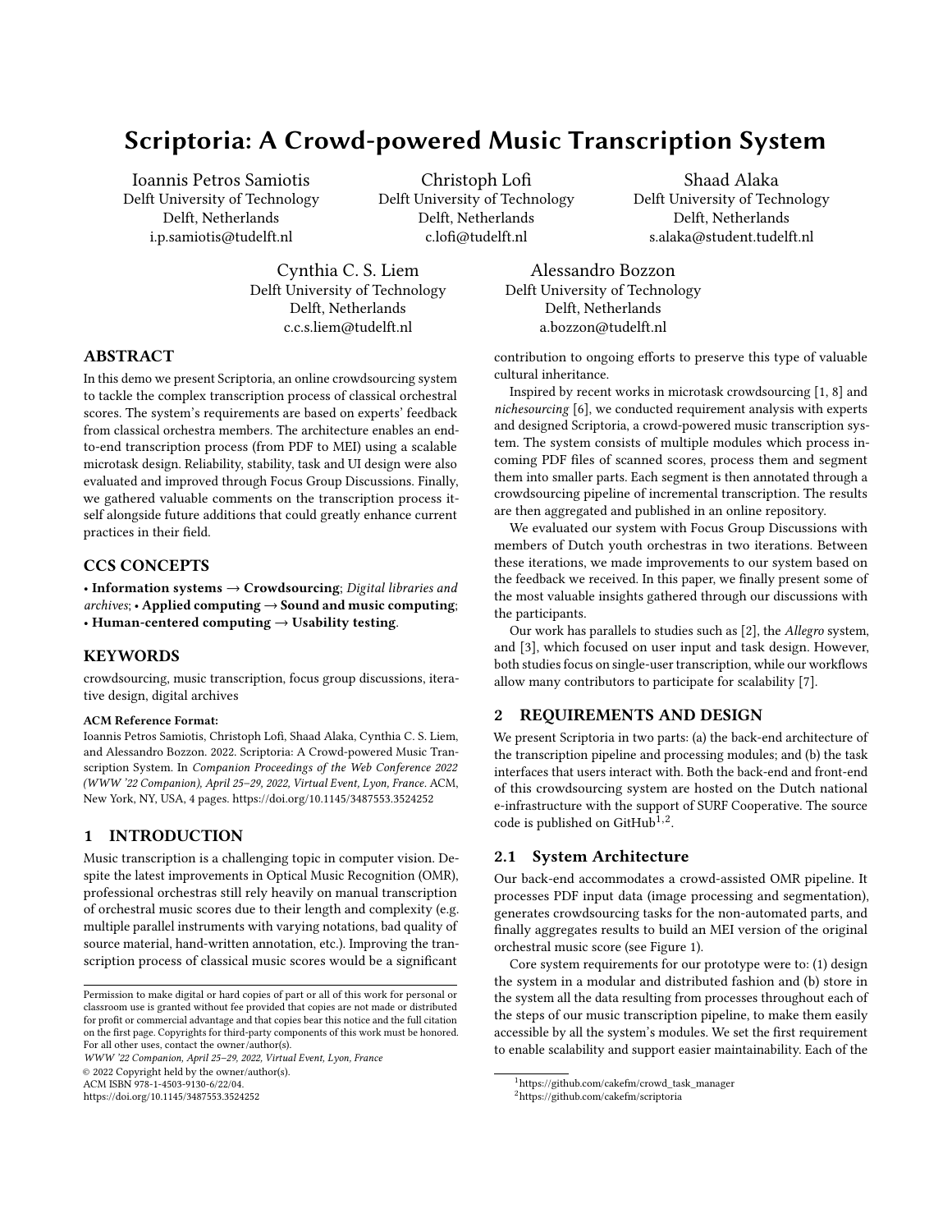# Scriptoria: A Crowd-powered Music Transcription System

Ioannis Petros Samiotis
Delft University of Technology
Delft, Netherlands
i.p.samiotis@tudelft.nl

Christoph Lofi
Delft University of Technology
Delft, Netherlands
c.lofi@tudelft.nl

Shaad Alaka
Delft University of Technology
Delft, Netherlands
s.alaka@student.tudelft.nl

Cynthia C. S. Liem
Delft University of Technology
Delft, Netherlands
c.c.s.liem@tudelft.nl

Alessandro Bozzon
Delft University of Technology
Delft, Netherlands
a.bozzon@tudelft.nl

## ABSTRACT

In this demo we present Scriptoria, an online crowdsourcing system to tackle the complex transcription process of classical orchestral scores. The system's requirements are based on experts' feedback from classical orchestra members. The architecture enables an end-to-end transcription process (from PDF to MEI) using a scalable microtask design. Reliability, stability, task and UI design were also evaluated and improved through Focus Group Discussions. Finally, we gathered valuable comments on the transcription process itself alongside future additions that could greatly enhance current practices in their field.

## CCS CONCEPTS

• **Information systems** → **Crowdsourcing**; *Digital libraries and archives*; • **Applied computing** → **Sound and music computing**; • **Human-centered computing** → **Usability testing**.

## KEYWORDS

crowdsourcing, music transcription, focus group discussions, iterative design, digital archives

**ACM Reference Format:**
Ioannis Petros Samiotis, Christoph Lofi, Shaad Alaka, Cynthia C. S. Liem, and Alessandro Bozzon. 2022. Scriptoria: A Crowd-powered Music Transcription System. In *Companion Proceedings of the Web Conference 2022 (WWW '22 Companion), April 25–29, 2022, Virtual Event, Lyon, France.* ACM, New York, NY, USA, 4 pages. https://doi.org/10.1145/3487553.3524252

## 1 INTRODUCTION

Music transcription is a challenging topic in computer vision. Despite the latest improvements in Optical Music Recognition (OMR), professional orchestras still rely heavily on manual transcription of orchestral music scores due to their length and complexity (e.g. multiple parallel instruments with varying notations, bad quality of source material, hand-written annotation, etc.). Improving the transcription process of classical music scores would be a significant contribution to ongoing efforts to preserve this type of valuable cultural inheritance.

Inspired by recent works in microtask crowdsourcing [1, 8] and *nichesourcing* [6], we conducted requirement analysis with experts and designed Scriptoria, a crowd-powered music transcription system. The system consists of multiple modules which process incoming PDF files of scanned scores, process them and segment them into smaller parts. Each segment is then annotated through a crowdsourcing pipeline of incremental transcription. The results are then aggregated and published in an online repository.

We evaluated our system with Focus Group Discussions with members of Dutch youth orchestras in two iterations. Between these iterations, we made improvements to our system based on the feedback we received. In this paper, we finally present some of the most valuable insights gathered through our discussions with the participants.

Our work has parallels to studies such as [2], the *Allegro* system, and [3], which focused on user input and task design. However, both studies focus on single-user transcription, while our workflows allow many contributors to participate for scalability [7].

## 2 REQUIREMENTS AND DESIGN

We present Scriptoria in two parts: (a) the back-end architecture of the transcription pipeline and processing modules; and (b) the task interfaces that users interact with. Both the back-end and front-end of this crowdsourcing system are hosted on the Dutch national e-infrastructure with the support of SURF Cooperative. The source code is published on GitHub[1,2].

### 2.1 System Architecture

Our back-end accommodates a crowd-assisted OMR pipeline. It processes PDF input data (image processing and segmentation), generates crowdsourcing tasks for the non-automated parts, and finally aggregates results to build an MEI version of the original orchestral music score (see Figure 1).

Core system requirements for our prototype were to: (1) design the system in a modular and distributed fashion and (b) store in the system all the data resulting from processes throughout each of the steps of our music transcription pipeline, to make them easily accessible by all the system's modules. We set the first requirement to enable scalability and support easier maintainability. Each of the

---

Permission to make digital or hard copies of part or all of this work for personal or classroom use is granted without fee provided that copies are not made or distributed for profit or commercial advantage and that copies bear this notice and the full citation on the first page. Copyrights for third-party components of this work must be honored. For all other uses, contact the owner/author(s).
*WWW '22 Companion, April 25–29, 2022, Virtual Event, Lyon, France*
© 2022 Copyright held by the owner/author(s).
ACM ISBN 978-1-4503-9130-6/22/04.
https://doi.org/10.1145/3487553.3524252

[1] https://github.com/cakefm/crowd_task_manager
[2] https://github.com/cakefm/scriptoria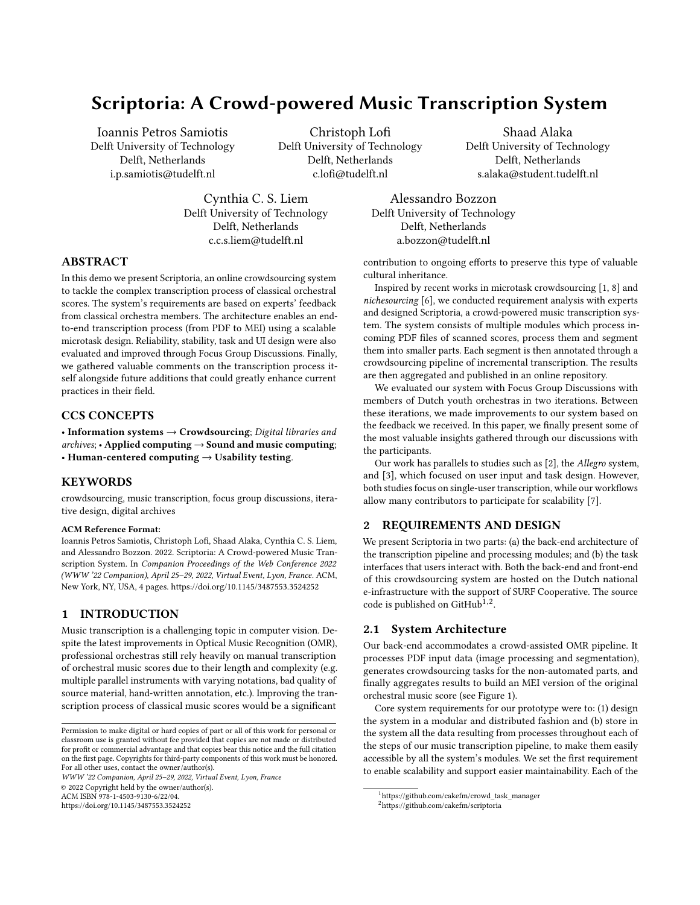# Scriptoria: A Crowd-powered Music Transcription System

Ioannis Petros Samiotis
Delft University of Technology
Delft, Netherlands
i.p.samiotis@tudelft.nl

Christoph Lofi
Delft University of Technology
Delft, Netherlands
c.lofi@tudelft.nl

Shaad Alaka
Delft University of Technology
Delft, Netherlands
s.alaka@student.tudelft.nl

Cynthia C. S. Liem
Delft University of Technology
Delft, Netherlands
c.c.s.liem@tudelft.nl

Alessandro Bozzon
Delft University of Technology
Delft, Netherlands
a.bozzon@tudelft.nl

## ABSTRACT

In this demo we present Scriptoria, an online crowdsourcing system to tackle the complex transcription process of classical orchestral scores. The system's requirements are based on experts' feedback from classical orchestra members. The architecture enables an end-to-end transcription process (from PDF to MEI) using a scalable microtask design. Reliability, stability, task and UI design were also evaluated and improved through Focus Group Discussions. Finally, we gathered valuable comments on the transcription process itself alongside future additions that could greatly enhance current practices in their field.

## CCS CONCEPTS

• **Information systems → Crowdsourcing**; *Digital libraries and archives*; • **Applied computing → Sound and music computing**; • **Human-centered computing → Usability testing**.

## KEYWORDS

crowdsourcing, music transcription, focus group discussions, iterative design, digital archives

**ACM Reference Format:**

Ioannis Petros Samiotis, Christoph Lofi, Shaad Alaka, Cynthia C. S. Liem, and Alessandro Bozzon. 2022. Scriptoria: A Crowd-powered Music Transcription System. In *Companion Proceedings of the Web Conference 2022 (WWW '22 Companion), April 25–29, 2022, Virtual Event, Lyon, France.* ACM, New York, NY, USA, 4 pages. https://doi.org/10.1145/3487553.3524252

## 1 INTRODUCTION

Music transcription is a challenging topic in computer vision. Despite the latest improvements in Optical Music Recognition (OMR), professional orchestras still rely heavily on manual transcription of orchestral music scores due to their length and complexity (e.g. multiple parallel instruments with varying notations, bad quality of source material, hand-written annotation, etc.). Improving the transcription process of classical music scores would be a significant contribution to ongoing efforts to preserve this type of valuable cultural inheritance.

Inspired by recent works in microtask crowdsourcing [1, 8] and *nichesourcing* [6], we conducted requirement analysis with experts and designed Scriptoria, a crowd-powered music transcription system. The system consists of multiple modules which process incoming PDF files of scanned scores, process them and segment them into smaller parts. Each segment is then annotated through a crowdsourcing pipeline of incremental transcription. The results are then aggregated and published in an online repository.

We evaluated our system with Focus Group Discussions with members of Dutch youth orchestras in two iterations. Between these iterations, we made improvements to our system based on the feedback we received. In this paper, we finally present some of the most valuable insights gathered through our discussions with the participants.

Our work has parallels to studies such as [2], the *Allegro* system, and [3], which focused on user input and task design. However, both studies focus on single-user transcription, while our workflows allow many contributors to participate for scalability [7].

## 2 REQUIREMENTS AND DESIGN

We present Scriptoria in two parts: (a) the back-end architecture of the transcription pipeline and processing modules; and (b) the task interfaces that users interact with. Both the back-end and front-end of this crowdsourcing system are hosted on the Dutch national e-infrastructure with the support of SURF Cooperative. The source code is published on GitHub[1,2].

### 2.1 System Architecture

Our back-end accommodates a crowd-assisted OMR pipeline. It processes PDF input data (image processing and segmentation), generates crowdsourcing tasks for the non-automated parts, and finally aggregates results to build an MEI version of the original orchestral music score (see Figure 1).

Core system requirements for our prototype were to: (1) design the system in a modular and distributed fashion and (b) store in the system all the data resulting from processes throughout each of the steps of our music transcription pipeline, to make them easily accessible by all the system's modules. We set the first requirement to enable scalability and support easier maintainability. Each of the

---

Permission to make digital or hard copies of part or all of this work for personal or classroom use is granted without fee provided that copies are not made or distributed for profit or commercial advantage and that copies bear this notice and the full citation on the first page. Copyrights for third-party components of this work must be honored. For all other uses, contact the owner/author(s).

*WWW '22 Companion, April 25–29, 2022, Virtual Event, Lyon, France*

© 2022 Copyright held by the owner/author(s).

ACM ISBN 978-1-4503-9130-6/22/04.

https://doi.org/10.1145/3487553.3524252

[1] https://github.com/cakefm/crowd_task_manager

[2] https://github.com/cakefm/scriptoria